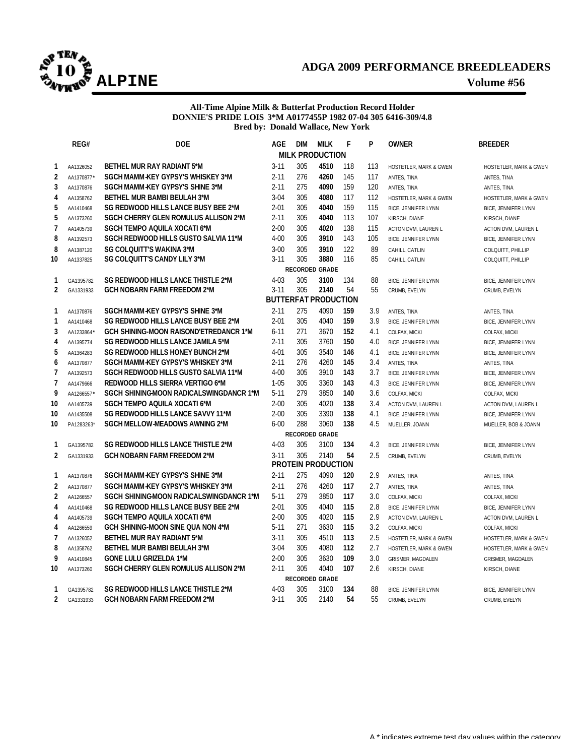# ALPINE

## ADGA 2009 PERFORMANCE BREEDLEADERS

**Volume #56**

**All-Time Alpine Milk & Butterfat Production Record Holder**
**DONNIE'S PRIDE LOIS 3*M A0177455P 1982 07-04 305 6416-309/4.8**
**Bred by: Donald Wallace, New York**

| | REG# | DOE | AGE | DIM | MILK | F | P | OWNER | BREEDER |
|---|---|---|---|---|---|---|---|---|---|
| | | | | | **MILK PRODUCTION** | | | | |
| 1 | AA1326052 | BETHEL MUR RAY RADIANT 5*M | 3-11 | 305 | **4510** | 118 | 113 | HOSTETLER, MARK & GWEN | HOSTETLER, MARK & GWEN |
| 2 | AA1370877* | SGCH MAMM-KEY GYPSY'S WHISKEY 3*M | 2-11 | 276 | **4260** | 145 | 117 | ANTES, TINA | ANTES, TINA |
| 3 | AA1370876 | SGCH MAMM-KEY GYPSY'S SHINE 3*M | 2-11 | 275 | **4090** | 159 | 120 | ANTES, TINA | ANTES, TINA |
| 4 | AA1358762 | BETHEL MUR BAMBI BEULAH 3*M | 3-04 | 305 | **4080** | 117 | 112 | HOSTETLER, MARK & GWEN | HOSTETLER, MARK & GWEN |
| 5 | AA1410468 | SG REDWOOD HILLS LANCE BUSY BEE 2*M | 2-01 | 305 | **4040** | 159 | 115 | BICE, JENNIFER LYNN | BICE, JENNIFER LYNN |
| 5 | AA1373260 | SGCH CHERRY GLEN ROMULUS ALLISON 2*M | 2-11 | 305 | **4040** | 113 | 107 | KIRSCH, DIANE | KIRSCH, DIANE |
| 7 | AA1405739 | SGCH TEMPO AQUILA XOCATI 6*M | 2-00 | 305 | **4020** | 138 | 115 | ACTON DVM, LAUREN L | ACTON DVM, LAUREN L |
| 8 | AA1392573 | SGCH REDWOOD HILLS GUSTO SALVIA 11*M | 4-00 | 305 | **3910** | 143 | 105 | BICE, JENNIFER LYNN | BICE, JENNIFER LYNN |
| 8 | AA1387120 | SG COLQUITT'S WAKINA 3*M | 3-00 | 305 | **3910** | 122 | 89 | CAHILL, CATLIN | COLQUITT, PHILLIP |
| 10 | AA1337825 | SG COLQUITT'S CANDY LILY 3*M | 3-11 | 305 | **3880** | 116 | 85 | CAHILL, CATLIN | COLQUITT, PHILLIP |
| | | | | | **RECORDED GRADE** | | | | |
| 1 | GA1395782 | SG REDWOOD HILLS LANCE THISTLE 2*M | 4-03 | 305 | **3100** | 134 | 88 | BICE, JENNIFER LYNN | BICE, JENNIFER LYNN |
| 2 | GA1331933 | GCH NOBARN FARM FREEDOM 2*M | 3-11 | 305 | **2140** | 54 | 55 | CRUMB, EVELYN | CRUMB, EVELYN |
| | | | | | **BUTTERFAT PRODUCTION** | | | | |
| 1 | AA1370876 | SGCH MAMM-KEY GYPSY'S SHINE 3*M | 2-11 | 275 | 4090 | **159** | 3.9 | ANTES, TINA | ANTES, TINA |
| 1 | AA1410468 | SG REDWOOD HILLS LANCE BUSY BEE 2*M | 2-01 | 305 | 4040 | **159** | 3.9 | BICE, JENNIFER LYNN | BICE, JENNIFER LYNN |
| 3 | AA1233864* | GCH SHINING-MOON RAISOND'ETREDANCR 1*M | 6-11 | 271 | 3670 | **152** | 4.1 | COLFAX, MICKI | COLFAX, MICKI |
| 4 | AA1395774 | SG REDWOOD HILLS LANCE JAMILA 5*M | 2-11 | 305 | 3760 | **150** | 4.0 | BICE, JENNIFER LYNN | BICE, JENNIFER LYNN |
| 5 | AA1364283 | SG REDWOOD HILLS HONEY BUNCH 2*M | 4-01 | 305 | 3540 | **146** | 4.1 | BICE, JENNIFER LYNN | BICE, JENNIFER LYNN |
| 6 | AA1370877 | SGCH MAMM-KEY GYPSY'S WHISKEY 3*M | 2-11 | 276 | 4260 | **145** | 3.4 | ANTES, TINA | ANTES, TINA |
| 7 | AA1392573 | SGCH REDWOOD HILLS GUSTO SALVIA 11*M | 4-00 | 305 | 3910 | **143** | 3.7 | BICE, JENNIFER LYNN | BICE, JENNIFER LYNN |
| 7 | AA1479666 | REDWOOD HILLS SIERRA VERTIGO 6*M | 1-05 | 305 | 3360 | **143** | 4.3 | BICE, JENNIFER LYNN | BICE, JENNIFER LYNN |
| 9 | AA1266557* | SGCH SHINING-MOON RADICALSWINGDANCR 1*M | 5-11 | 279 | 3850 | **140** | 3.6 | COLFAX, MICKI | COLFAX, MICKI |
| 10 | AA1405739 | SGCH TEMPO AQUILA XOCATI 6*M | 2-00 | 305 | 4020 | **138** | 3.4 | ACTON DVM, LAUREN L | ACTON DVM, LAUREN L |
| 10 | AA1435508 | SG REDWOOD HILLS LANCE SAVVY 11*M | 2-00 | 305 | 3390 | **138** | 4.1 | BICE, JENNIFER LYNN | BICE, JENNIFER LYNN |
| 10 | PA1283263* | SGCH MELLOW-MEADOWS AWNING 2*M | 6-00 | 288 | 3060 | **138** | 4.5 | MUELLER, JOANN | MUELLER, BOB & JOANN |
| | | | | | **RECORDED GRADE** | | | | |
| 1 | GA1395782 | SG REDWOOD HILLS LANCE THISTLE 2*M | 4-03 | 305 | 3100 | **134** | 4.3 | BICE, JENNIFER LYNN | BICE, JENNIFER LYNN |
| 2 | GA1331933 | GCH NOBARN FARM FREEDOM 2*M | 3-11 | 305 | 2140 | **54** | 2.5 | CRUMB, EVELYN | CRUMB, EVELYN |
| | | | | | **PROTEIN PRODUCTION** | | | | |
| 1 | AA1370876 | SGCH MAMM-KEY GYPSY'S SHINE 3*M | 2-11 | 275 | 4090 | **120** | 2.9 | ANTES, TINA | ANTES, TINA |
| 2 | AA1370877 | SGCH MAMM-KEY GYPSY'S WHISKEY 3*M | 2-11 | 276 | 4260 | **117** | 2.7 | ANTES, TINA | ANTES, TINA |
| 2 | AA1266557 | SGCH SHINING-MOON RADICALSWINGDANCR 1*M | 5-11 | 279 | 3850 | **117** | 3.0 | COLFAX, MICKI | COLFAX, MICKI |
| 4 | AA1410468 | SG REDWOOD HILLS LANCE BUSY BEE 2*M | 2-01 | 305 | 4040 | **115** | 2.8 | BICE, JENNIFER LYNN | BICE, JENNIFER LYNN |
| 4 | AA1405739 | SGCH TEMPO AQUILA XOCATI 6*M | 2-00 | 305 | 4020 | **115** | 2.9 | ACTON DVM, LAUREN L | ACTON DVM, LAUREN L |
| 4 | AA1266559 | GCH SHINING-MOON SINE QUA NON 4*M | 5-11 | 271 | 3630 | **115** | 3.2 | COLFAX, MICKI | COLFAX, MICKI |
| 7 | AA1326052 | BETHEL MUR RAY RADIANT 5*M | 3-11 | 305 | 4510 | **113** | 2.5 | HOSTETLER, MARK & GWEN | HOSTETLER, MARK & GWEN |
| 8 | AA1358762 | BETHEL MUR BAMBI BEULAH 3*M | 3-04 | 305 | 4080 | **112** | 2.7 | HOSTETLER, MARK & GWEN | HOSTETLER, MARK & GWEN |
| 9 | AA1410845 | GONE LULU GRIZELDA 1*M | 2-00 | 305 | 3630 | **109** | 3.0 | GRISMER, MAGDALEN | GRISMER, MAGDALEN |
| 10 | AA1373260 | SGCH CHERRY GLEN ROMULUS ALLISON 2*M | 2-11 | 305 | 4040 | **107** | 2.6 | KIRSCH, DIANE | KIRSCH, DIANE |
| | | | | | **RECORDED GRADE** | | | | |
| 1 | GA1395782 | SG REDWOOD HILLS LANCE THISTLE 2*M | 4-03 | 305 | 3100 | **134** | 88 | BICE, JENNIFER LYNN | BICE, JENNIFER LYNN |
| 2 | GA1331933 | GCH NOBARN FARM FREEDOM 2*M | 3-11 | 305 | 2140 | **54** | 55 | CRUMB, EVELYN | CRUMB, EVELYN |

A * indicates extreme test day values within the category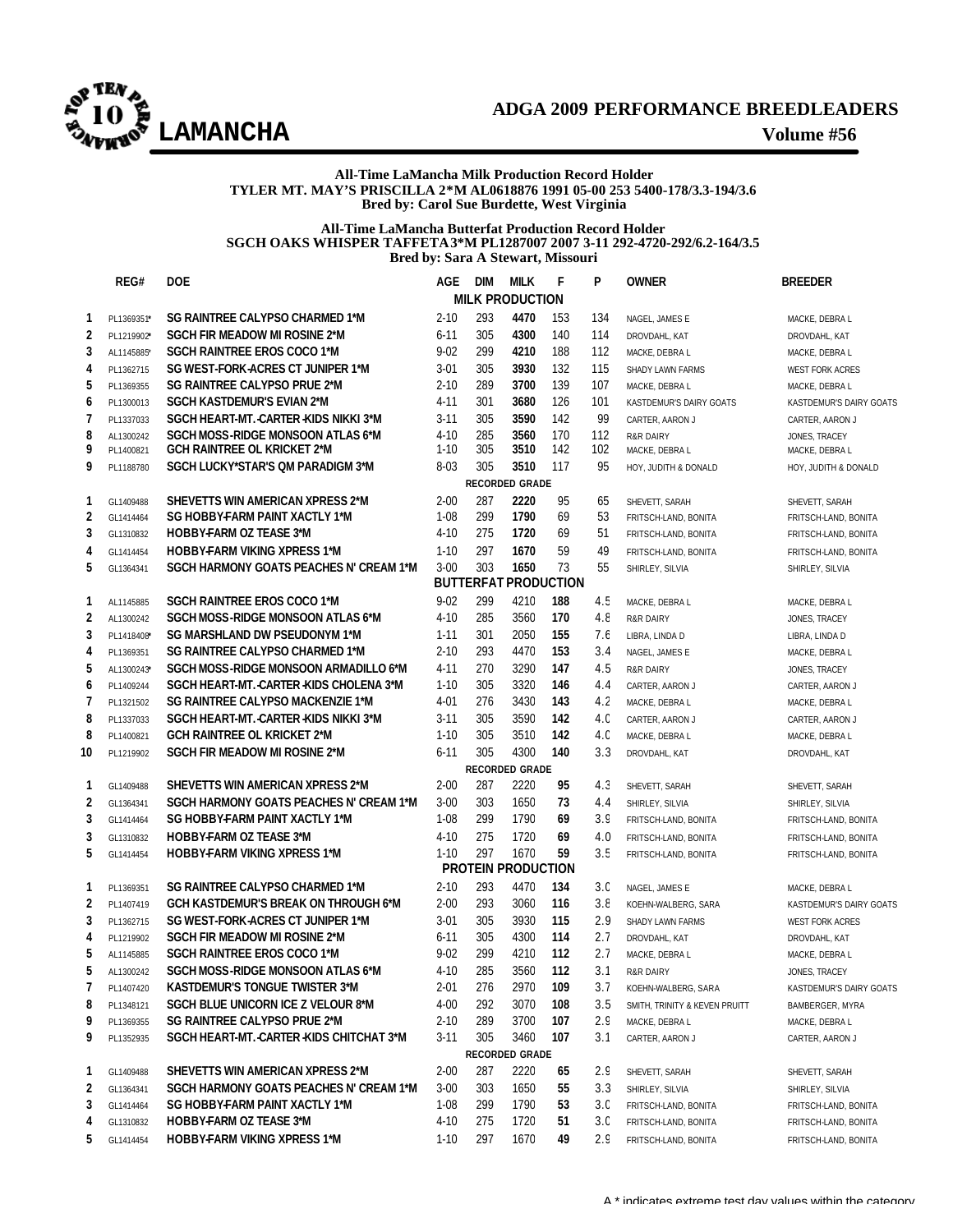# ADGA 2009 PERFORMANCE BREEDLEADERS

## LAMANCHA

**Volume #56**

**All-Time LaMancha Milk Production Record Holder**
**TYLER MT. MAY'S PRISCILLA 2*M AL0618876 1991 05-00 253 5400-178/3.3-194/3.6**
**Bred by: Carol Sue Burdette, West Virginia**

**All-Time LaMancha Butterfat Production Record Holder**
**SGCH OAKS WHISPER TAFFETA3*M PL1287007 2007 3-11 292-4720-292/6.2-164/3.5**
**Bred by: Sara A Stewart, Missouri**

| | REG# | DOE | AGE | DIM | MILK | F | P | OWNER | BREEDER |
|---|---|---|---|---|---|---|---|---|---|
| | | | | | **MILK PRODUCTION** | | | | |
| 1 | PL1369351* | SG RAINTREE CALYPSO CHARMED 1*M | 2-10 | 293 | **4470** | 153 | 134 | NAGEL, JAMES E | MACKE, DEBRA L |
| 2 | PL1219902* | SGCH FIR MEADOW MI ROSINE 2*M | 6-11 | 305 | **4300** | 140 | 114 | DROVDAHL, KAT | DROVDAHL, KAT |
| 3 | AL1145885* | SGCH RAINTREE EROS COCO 1*M | 9-02 | 299 | **4210** | 188 | 112 | MACKE, DEBRA L | MACKE, DEBRA L |
| 4 | PL1362715 | SG WEST-FORK-ACRES CT JUNIPER 1*M | 3-01 | 305 | **3930** | 132 | 115 | SHADY LAWN FARMS | WEST FORK ACRES |
| 5 | PL1369355 | SG RAINTREE CALYPSO PRUE 2*M | 2-10 | 289 | **3700** | 139 | 107 | MACKE, DEBRA L | MACKE, DEBRA L |
| 6 | PL1300013 | SGCH KASTDEMUR'S EVIAN 2*M | 4-11 | 301 | **3680** | 126 | 101 | KASTDEMUR'S DAIRY GOATS | KASTDEMUR'S DAIRY GOATS |
| 7 | PL1337033 | SGCH HEART-MT.-CARTER-KIDS NIKKI 3*M | 3-11 | 305 | **3590** | 142 | 99 | CARTER, AARON J | CARTER, AARON J |
| 8 | AL1300242 | SGCH MOSS-RIDGE MONSOON ATLAS 6*M | 4-10 | 285 | **3560** | 170 | 112 | R&R DAIRY | JONES, TRACEY |
| 9 | PL1400821 | GCH RAINTREE OL KRICKET 2*M | 1-10 | 305 | **3510** | 142 | 102 | MACKE, DEBRA L | MACKE, DEBRA L |
| 9 | PL1188780 | SGCH LUCKY*STAR'S QM PARADIGM 3*M | 8-03 | 305 | **3510** | 117 | 95 | HOY, JUDITH & DONALD | HOY, JUDITH & DONALD |
| | | | | | **RECORDED GRADE** | | | | |
| 1 | GL1409488 | SHEVETTS WIN AMERICAN XPRESS 2*M | 2-00 | 287 | **2220** | 95 | 65 | SHEVETT, SARAH | SHEVETT, SARAH |
| 2 | GL1414464 | SG HOBBY-FARM PAINT XACTLY 1*M | 1-08 | 299 | **1790** | 69 | 53 | FRITSCH-LAND, BONITA | FRITSCH-LAND, BONITA |
| 3 | GL1310832 | HOBBY-FARM OZ TEASE 3*M | 4-10 | 275 | **1720** | 69 | 51 | FRITSCH-LAND, BONITA | FRITSCH-LAND, BONITA |
| 4 | GL1414454 | HOBBY-FARM VIKING XPRESS 1*M | 1-10 | 297 | **1670** | 59 | 49 | FRITSCH-LAND, BONITA | FRITSCH-LAND, BONITA |
| 5 | GL1364341 | SGCH HARMONY GOATS PEACHES N' CREAM 1*M | 3-00 | 303 | **1650** | 73 | 55 | SHIRLEY, SILVIA | SHIRLEY, SILVIA |
| | | | | | **BUTTERFAT PRODUCTION** | | | | |
| 1 | AL1145885 | SGCH RAINTREE EROS COCO 1*M | 9-02 | 299 | 4210 | **188** | 4.5 | MACKE, DEBRA L | MACKE, DEBRA L |
| 2 | AL1300242 | SGCH MOSS-RIDGE MONSOON ATLAS 6*M | 4-10 | 285 | 3560 | **170** | 4.8 | R&R DAIRY | JONES, TRACEY |
| 3 | PL1418408* | SG MARSHLAND DW PSEUDONYM 1*M | 1-11 | 301 | 2050 | **155** | 7.6 | LIBRA, LINDA D | LIBRA, LINDA D |
| 4 | PL1369351 | SG RAINTREE CALYPSO CHARMED 1*M | 2-10 | 293 | 4470 | **153** | 3.4 | NAGEL, JAMES E | MACKE, DEBRA L |
| 5 | AL1300243* | SGCH MOSS-RIDGE MONSOON ARMADILLO 6*M | 4-11 | 270 | 3290 | **147** | 4.5 | R&R DAIRY | JONES, TRACEY |
| 6 | PL1409244 | SGCH HEART-MT.-CARTER-KIDS CHOLENA 3*M | 1-10 | 305 | 3320 | **146** | 4.4 | CARTER, AARON J | CARTER, AARON J |
| 7 | PL1321502 | SG RAINTREE CALYPSO MACKENZIE 1*M | 4-01 | 276 | 3430 | **143** | 4.2 | MACKE, DEBRA L | MACKE, DEBRA L |
| 8 | PL1337033 | SGCH HEART-MT.-CARTER-KIDS NIKKI 3*M | 3-11 | 305 | 3590 | **142** | 4.0 | CARTER, AARON J | CARTER, AARON J |
| 8 | PL1400821 | GCH RAINTREE OL KRICKET 2*M | 1-10 | 305 | 3510 | **142** | 4.0 | MACKE, DEBRA L | MACKE, DEBRA L |
| 10 | PL1219902 | SGCH FIR MEADOW MI ROSINE 2*M | 6-11 | 305 | 4300 | **140** | 3.3 | DROVDAHL, KAT | DROVDAHL, KAT |
| | | | | | **RECORDED GRADE** | | | | |
| 1 | GL1409488 | SHEVETTS WIN AMERICAN XPRESS 2*M | 2-00 | 287 | 2220 | **95** | 4.3 | SHEVETT, SARAH | SHEVETT, SARAH |
| 2 | GL1364341 | SGCH HARMONY GOATS PEACHES N' CREAM 1*M | 3-00 | 303 | 1650 | **73** | 4.4 | SHIRLEY, SILVIA | SHIRLEY, SILVIA |
| 3 | GL1414464 | SG HOBBY-FARM PAINT XACTLY 1*M | 1-08 | 299 | 1790 | **69** | 3.9 | FRITSCH-LAND, BONITA | FRITSCH-LAND, BONITA |
| 3 | GL1310832 | HOBBY-FARM OZ TEASE 3*M | 4-10 | 275 | 1720 | **69** | 4.0 | FRITSCH-LAND, BONITA | FRITSCH-LAND, BONITA |
| 5 | GL1414454 | HOBBY-FARM VIKING XPRESS 1*M | 1-10 | 297 | 1670 | **59** | 3.5 | FRITSCH-LAND, BONITA | FRITSCH-LAND, BONITA |
| | | | | | **PROTEIN PRODUCTION** | | | | |
| 1 | PL1369351 | SG RAINTREE CALYPSO CHARMED 1*M | 2-10 | 293 | 4470 | **134** | 3.0 | NAGEL, JAMES E | MACKE, DEBRA L |
| 2 | PL1407419 | GCH KASTDEMUR'S BREAK ON THROUGH 6*M | 2-00 | 293 | 3060 | **116** | 3.8 | KOEHN-WALBERG, SARA | KASTDEMUR'S DAIRY GOATS |
| 3 | PL1362715 | SG WEST-FORK-ACRES CT JUNIPER 1*M | 3-01 | 305 | 3930 | **115** | 2.9 | SHADY LAWN FARMS | WEST FORK ACRES |
| 4 | PL1219902 | SGCH FIR MEADOW MI ROSINE 2*M | 6-11 | 305 | 4300 | **114** | 2.7 | DROVDAHL, KAT | DROVDAHL, KAT |
| 5 | AL1145885 | SGCH RAINTREE EROS COCO 1*M | 9-02 | 299 | 4210 | **112** | 2.7 | MACKE, DEBRA L | MACKE, DEBRA L |
| 5 | AL1300242 | SGCH MOSS-RIDGE MONSOON ATLAS 6*M | 4-10 | 285 | 3560 | **112** | 3.1 | R&R DAIRY | JONES, TRACEY |
| 7 | PL1407420 | KASTDEMUR'S TONGUE TWISTER 3*M | 2-01 | 276 | 2970 | **109** | 3.7 | KOEHN-WALBERG, SARA | KASTDEMUR'S DAIRY GOATS |
| 8 | PL1348121 | SGCH BLUE UNICORN ICE Z VELOUR 8*M | 4-00 | 292 | 3070 | **108** | 3.5 | SMITH, TRINITY & KEVEN PRUITT | BAMBERGER, MYRA |
| 9 | PL1369355 | SG RAINTREE CALYPSO PRUE 2*M | 2-10 | 289 | 3700 | **107** | 2.9 | MACKE, DEBRA L | MACKE, DEBRA L |
| 9 | PL1352935 | SGCH HEART-MT.-CARTER-KIDS CHITCHAT 3*M | 3-11 | 305 | 3460 | **107** | 3.1 | CARTER, AARON J | CARTER, AARON J |
| | | | | | **RECORDED GRADE** | | | | |
| 1 | GL1409488 | SHEVETTS WIN AMERICAN XPRESS 2*M | 2-00 | 287 | 2220 | **65** | 2.9 | SHEVETT, SARAH | SHEVETT, SARAH |
| 2 | GL1364341 | SGCH HARMONY GOATS PEACHES N' CREAM 1*M | 3-00 | 303 | 1650 | **55** | 3.3 | SHIRLEY, SILVIA | SHIRLEY, SILVIA |
| 3 | GL1414464 | SG HOBBY-FARM PAINT XACTLY 1*M | 1-08 | 299 | 1790 | **53** | 3.0 | FRITSCH-LAND, BONITA | FRITSCH-LAND, BONITA |
| 4 | GL1310832 | HOBBY-FARM OZ TEASE 3*M | 4-10 | 275 | 1720 | **51** | 3.0 | FRITSCH-LAND, BONITA | FRITSCH-LAND, BONITA |
| 5 | GL1414454 | HOBBY-FARM VIKING XPRESS 1*M | 1-10 | 297 | 1670 | **49** | 2.9 | FRITSCH-LAND, BONITA | FRITSCH-LAND, BONITA |

A * indicates extreme test day values within the category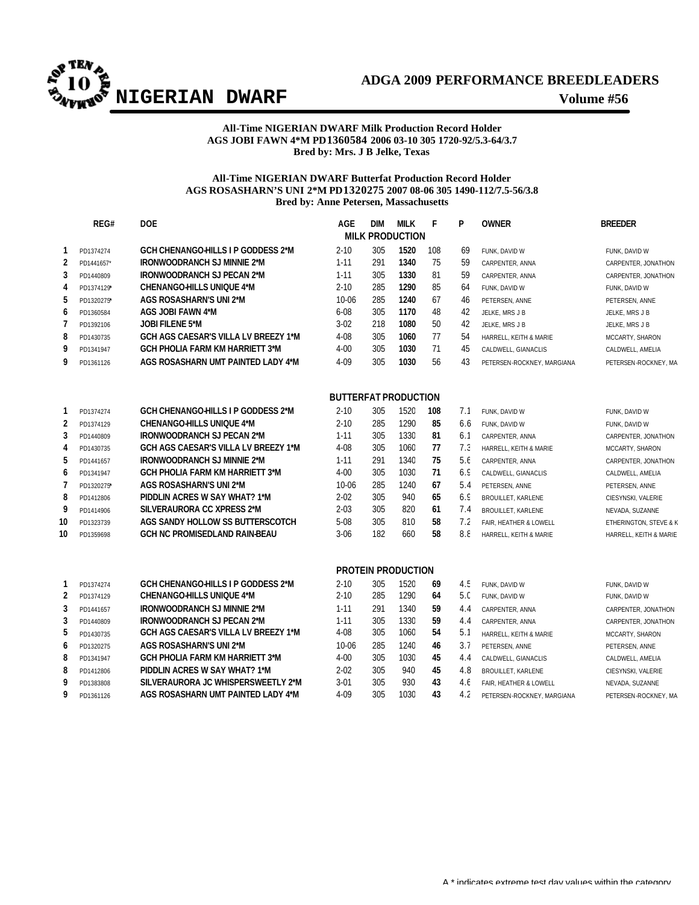# ADGA 2009 PERFORMANCE BREEDLEADERS

## NIGERIAN DWARF

**Volume #56**

**All-Time NIGERIAN DWARF Milk Production Record Holder**
**AGS JOBI FAWN 4*M PD1360584 2006 03-10 305 1720-92/5.3-64/3.7**
**Bred by: Mrs. J B Jelke, Texas**

**All-Time NIGERIAN DWARF Butterfat Production Record Holder**
**AGS ROSASHARN'S UNI 2*M PD1320275 2007 08-06 305 1490-112/7.5-56/3.8**
**Bred by: Anne Petersen, Massachusetts**

### MILK PRODUCTION

| | REG# | DOE | AGE | DIM | MILK | F | P | OWNER | BREEDER |
|---|---|---|---|---|---|---|---|---|---|
| 1 | PD1374274 | GCH CHENANGO-HILLS I P GODDESS 2*M | 2-10 | 305 | **1520** | 108 | 69 | FUNK, DAVID W | FUNK, DAVID W |
| 2 | PD1441657* | IRONWOODRANCH SJ MINNIE 2*M | 1-11 | 291 | **1340** | 75 | 59 | CARPENTER, ANNA | CARPENTER, JONATHON |
| 3 | PD1440809 | IRONWOODRANCH SJ PECAN 2*M | 1-11 | 305 | **1330** | 81 | 59 | CARPENTER, ANNA | CARPENTER, JONATHON |
| 4 | PD1374129* | CHENANGO-HILLS UNIQUE 4*M | 2-10 | 285 | **1290** | 85 | 64 | FUNK, DAVID W | FUNK, DAVID W |
| 5 | PD1320275* | AGS ROSASHARN'S UNI 2*M | 10-06 | 285 | **1240** | 67 | 46 | PETERSEN, ANNE | PETERSEN, ANNE |
| 6 | PD1360584 | AGS JOBI FAWN 4*M | 6-08 | 305 | **1170** | 48 | 42 | JELKE, MRS J B | JELKE, MRS J B |
| 7 | PD1392106 | JOBI FILENE 5*M | 3-02 | 218 | **1080** | 50 | 42 | JELKE, MRS J B | JELKE, MRS J B |
| 8 | PD1430735 | GCH AGS CAESAR'S VILLA LV BREEZY 1*M | 4-08 | 305 | **1060** | 77 | 54 | HARRELL, KEITH & MARIE | MCCARTY, SHARON |
| 9 | PD1341947 | GCH PHOLIA FARM KM HARRIETT 3*M | 4-00 | 305 | **1030** | 71 | 45 | CALDWELL, GIANACLIS | CALDWELL, AMELIA |
| 9 | PD1361126 | AGS ROSASHARN UMT PAINTED LADY 4*M | 4-09 | 305 | **1030** | 56 | 43 | PETERSEN-ROCKNEY, MARGIANA | PETERSEN-ROCKNEY, MA |

### BUTTERFAT PRODUCTION

| | REG# | DOE | AGE | DIM | MILK | F | % | OWNER | BREEDER |
|---|---|---|---|---|---|---|---|---|---|
| 1 | PD1374274 | GCH CHENANGO-HILLS I P GODDESS 2*M | 2-10 | 305 | 1520 | **108** | 7.1 | FUNK, DAVID W | FUNK, DAVID W |
| 2 | PD1374129 | CHENANGO-HILLS UNIQUE 4*M | 2-10 | 285 | 1290 | **85** | 6.6 | FUNK, DAVID W | FUNK, DAVID W |
| 3 | PD1440809 | IRONWOODRANCH SJ PECAN 2*M | 1-11 | 305 | 1330 | **81** | 6.1 | CARPENTER, ANNA | CARPENTER, JONATHON |
| 4 | PD1430735 | GCH AGS CAESAR'S VILLA LV BREEZY 1*M | 4-08 | 305 | 1060 | **77** | 7.3 | HARRELL, KEITH & MARIE | MCCARTY, SHARON |
| 5 | PD1441657 | IRONWOODRANCH SJ MINNIE 2*M | 1-11 | 291 | 1340 | **75** | 5.6 | CARPENTER, ANNA | CARPENTER, JONATHON |
| 6 | PD1341947 | GCH PHOLIA FARM KM HARRIETT 3*M | 4-00 | 305 | 1030 | **71** | 6.9 | CALDWELL, GIANACLIS | CALDWELL, AMELIA |
| 7 | PD1320275* | AGS ROSASHARN'S UNI 2*M | 10-06 | 285 | 1240 | **67** | 5.4 | PETERSEN, ANNE | PETERSEN, ANNE |
| 8 | PD1412806 | PIDDLIN ACRES W SAY WHAT? 1*M | 2-02 | 305 | 940 | **65** | 6.9 | BROUILLET, KARLENE | CIESYNSKI, VALERIE |
| 9 | PD1414906 | SILVERAURORA CC XPRESS 2*M | 2-03 | 305 | 820 | **61** | 7.4 | BROUILLET, KARLENE | NEVADA, SUZANNE |
| 10 | PD1323739 | AGS SANDY HOLLOW SS BUTTERSCOTCH | 5-08 | 305 | 810 | **58** | 7.2 | FAIR, HEATHER & LOWELL | ETHERINGTON, STEVE & K |
| 10 | PD1359698 | GCH NC PROMISEDLAND RAIN-BEAU | 3-06 | 182 | 660 | **58** | 8.8 | HARRELL, KEITH & MARIE | HARRELL, KEITH & MARIE |

### PROTEIN PRODUCTION

| | REG# | DOE | AGE | DIM | MILK | P | % | OWNER | BREEDER |
|---|---|---|---|---|---|---|---|---|---|
| 1 | PD1374274 | GCH CHENANGO-HILLS I P GODDESS 2*M | 2-10 | 305 | 1520 | **69** | 4.5 | FUNK, DAVID W | FUNK, DAVID W |
| 2 | PD1374129 | CHENANGO-HILLS UNIQUE 4*M | 2-10 | 285 | 1290 | **64** | 5.0 | FUNK, DAVID W | FUNK, DAVID W |
| 3 | PD1441657 | IRONWOODRANCH SJ MINNIE 2*M | 1-11 | 291 | 1340 | **59** | 4.4 | CARPENTER, ANNA | CARPENTER, JONATHON |
| 3 | PD1440809 | IRONWOODRANCH SJ PECAN 2*M | 1-11 | 305 | 1330 | **59** | 4.4 | CARPENTER, ANNA | CARPENTER, JONATHON |
| 5 | PD1430735 | GCH AGS CAESAR'S VILLA LV BREEZY 1*M | 4-08 | 305 | 1060 | **54** | 5.1 | HARRELL, KEITH & MARIE | MCCARTY, SHARON |
| 6 | PD1320275 | AGS ROSASHARN'S UNI 2*M | 10-06 | 285 | 1240 | **46** | 3.7 | PETERSEN, ANNE | PETERSEN, ANNE |
| 8 | PD1341947 | GCH PHOLIA FARM KM HARRIETT 3*M | 4-00 | 305 | 1030 | **45** | 4.4 | CALDWELL, GIANACLIS | CALDWELL, AMELIA |
| 8 | PD1412806 | PIDDLIN ACRES W SAY WHAT? 1*M | 2-02 | 305 | 940 | **45** | 4.8 | BROUILLET, KARLENE | CIESYNSKI, VALERIE |
| 9 | PD1383808 | SILVERAURORA JC WHISPERSWEETLY 2*M | 3-01 | 305 | 930 | **43** | 4.6 | FAIR, HEATHER & LOWELL | NEVADA, SUZANNE |
| 9 | PD1361126 | AGS ROSASHARN UMT PAINTED LADY 4*M | 4-09 | 305 | 1030 | **43** | 4.2 | PETERSEN-ROCKNEY, MARGIANA | PETERSEN-ROCKNEY, MA |

A * indicates extreme test day values within the category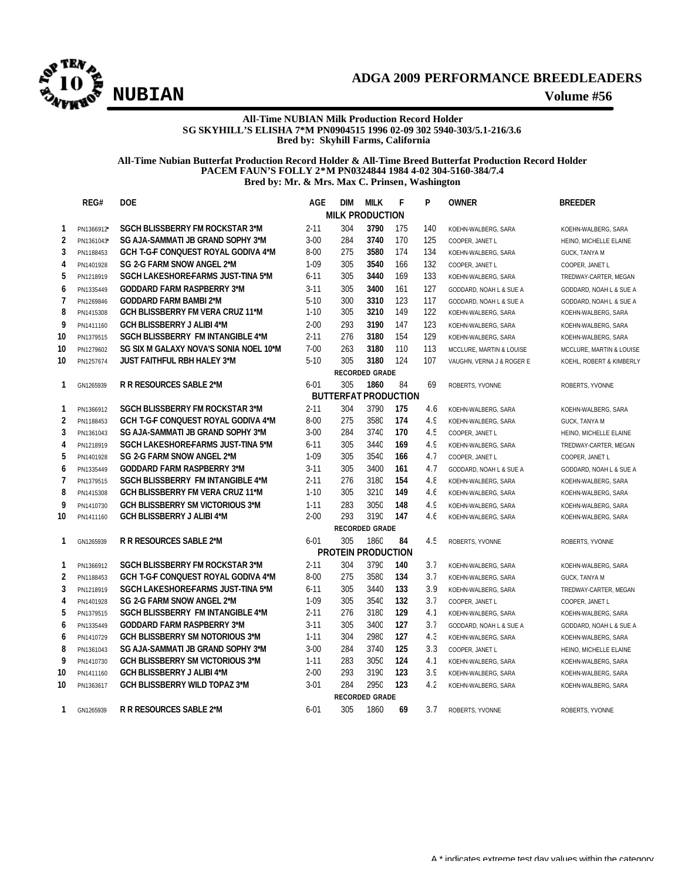# ADGA 2009 PERFORMANCE BREEDLEADERS

## NUBIAN

**Volume #56**

**All-Time NUBIAN Milk Production Record Holder**
**SG SKYHILL'S ELISHA 7*M PN0904515 1996 02-09 302 5940-303/5.1-216/3.6**
**Bred by: Skyhill Farms, California**

**All-Time Nubian Butterfat Production Record Holder & All-Time Breed Butterfat Production Record Holder**
**PACEM FAUN'S FOLLY 2*M PN0324844 1984 4-02 304-5160-384/7.4**
**Bred by: Mr. & Mrs. Max C. Prinsen, Washington**

| | REG# | DOE | AGE | DIM | MILK | F | P | OWNER | BREEDER |
|---|---|---|---|---|---|---|---|---|---|
| | | | | | **MILK PRODUCTION** | | | | |
| 1 | PN1366912* | SGCH BLISSBERRY FM ROCKSTAR 3*M | 2-11 | 304 | **3790** | 175 | 140 | KOEHN-WALBERG, SARA | KOEHN-WALBERG, SARA |
| 2 | PN1361043* | SG AJA-SAMMATI JB GRAND SOPHY 3*M | 3-00 | 284 | **3740** | 170 | 125 | COOPER, JANET L | HEINO, MICHELLE ELAINE |
| 3 | PN1188453 | GCH T-G-F CONQUEST ROYAL GODIVA 4*M | 8-00 | 275 | **3580** | 174 | 134 | KOEHN-WALBERG, SARA | GUCK, TANYA M |
| 4 | PN1401928 | SG 2-G FARM SNOW ANGEL 2*M | 1-09 | 305 | **3540** | 166 | 132 | COOPER, JANET L | COOPER, JANET L |
| 5 | PN1218919 | SGCH LAKESHORE-FARMS JUST-TINA 5*M | 6-11 | 305 | **3440** | 169 | 133 | KOEHN-WALBERG, SARA | TREDWAY-CARTER, MEGAN |
| 6 | PN1335449 | GODDARD FARM RASPBERRY 3*M | 3-11 | 305 | **3400** | 161 | 127 | GODDARD, NOAH L & SUE A | GODDARD, NOAH L & SUE A |
| 7 | PN1269846 | GODDARD FARM BAMBI 2*M | 5-10 | 300 | **3310** | 123 | 117 | GODDARD, NOAH L & SUE A | GODDARD, NOAH L & SUE A |
| 8 | PN1415308 | GCH BLISSBERRY FM VERA CRUZ 11*M | 1-10 | 305 | **3210** | 149 | 122 | KOEHN-WALBERG, SARA | KOEHN-WALBERG, SARA |
| 9 | PN1411160 | GCH BLISSBERRY J ALIBI 4*M | 2-00 | 293 | **3190** | 147 | 123 | KOEHN-WALBERG, SARA | KOEHN-WALBERG, SARA |
| 10 | PN1379515 | SGCH BLISSBERRY FM INTANGIBLE 4*M | 2-11 | 276 | **3180** | 154 | 129 | KOEHN-WALBERG, SARA | KOEHN-WALBERG, SARA |
| 10 | PN1279602 | SG SIX M GALAXY NOVA'S SONIA NOEL 10*M | 7-00 | 263 | **3180** | 110 | 113 | MCCLURE, MARTIN & LOUISE | MCCLURE, MARTIN & LOUISE |
| 10 | PN1257674 | JUST FAITHFUL RBH HALEY 3*M | 5-10 | 305 | **3180** | 124 | 107 | VAUGHN, VERNA J & ROGER E | KOEHL, ROBERT & KIMBERLY |
| | | | | | **RECORDED GRADE** | | | | |
| 1 | GN1265939 | R R RESOURCES SABLE 2*M | 6-01 | 305 | **1860** | 84 | 69 | ROBERTS, YVONNE | ROBERTS, YVONNE |
| | | | | | **BUTTERFAT PRODUCTION** | | | | |
| 1 | PN1366912 | SGCH BLISSBERRY FM ROCKSTAR 3*M | 2-11 | 304 | 3790 | **175** | 4.6 | KOEHN-WALBERG, SARA | KOEHN-WALBERG, SARA |
| 2 | PN1188453 | GCH T-G-F CONQUEST ROYAL GODIVA 4*M | 8-00 | 275 | 3580 | **174** | 4.9 | KOEHN-WALBERG, SARA | GUCK, TANYA M |
| 3 | PN1361043 | SG AJA-SAMMATI JB GRAND SOPHY 3*M | 3-00 | 284 | 3740 | **170** | 4.5 | COOPER, JANET L | HEINO, MICHELLE ELAINE |
| 4 | PN1218919 | SGCH LAKESHORE-FARMS JUST-TINA 5*M | 6-11 | 305 | 3440 | **169** | 4.9 | KOEHN-WALBERG, SARA | TREDWAY-CARTER, MEGAN |
| 5 | PN1401928 | SG 2-G FARM SNOW ANGEL 2*M | 1-09 | 305 | 3540 | **166** | 4.7 | COOPER, JANET L | COOPER, JANET L |
| 6 | PN1335449 | GODDARD FARM RASPBERRY 3*M | 3-11 | 305 | 3400 | **161** | 4.7 | GODDARD, NOAH L & SUE A | GODDARD, NOAH L & SUE A |
| 7 | PN1379515 | SGCH BLISSBERRY FM INTANGIBLE 4*M | 2-11 | 276 | 3180 | **154** | 4.8 | KOEHN-WALBERG, SARA | KOEHN-WALBERG, SARA |
| 8 | PN1415308 | GCH BLISSBERRY FM VERA CRUZ 11*M | 1-10 | 305 | 3210 | **149** | 4.6 | KOEHN-WALBERG, SARA | KOEHN-WALBERG, SARA |
| 9 | PN1410730 | GCH BLISSBERRY SM VICTORIOUS 3*M | 1-11 | 283 | 3050 | **148** | 4.9 | KOEHN-WALBERG, SARA | KOEHN-WALBERG, SARA |
| 10 | PN1411160 | GCH BLISSBERRY J ALIBI 4*M | 2-00 | 293 | 3190 | **147** | 4.6 | KOEHN-WALBERG, SARA | KOEHN-WALBERG, SARA |
| | | | | | **RECORDED GRADE** | | | | |
| 1 | GN1265939 | R R RESOURCES SABLE 2*M | 6-01 | 305 | 1860 | **84** | 4.5 | ROBERTS, YVONNE | ROBERTS, YVONNE |
| | | | | | **PROTEIN PRODUCTION** | | | | |
| 1 | PN1366912 | SGCH BLISSBERRY FM ROCKSTAR 3*M | 2-11 | 304 | 3790 | **140** | 3.7 | KOEHN-WALBERG, SARA | KOEHN-WALBERG, SARA |
| 2 | PN1188453 | GCH T-G-F CONQUEST ROYAL GODIVA 4*M | 8-00 | 275 | 3580 | **134** | 3.7 | KOEHN-WALBERG, SARA | GUCK, TANYA M |
| 3 | PN1218919 | SGCH LAKESHORE-FARMS JUST-TINA 5*M | 6-11 | 305 | 3440 | **133** | 3.9 | KOEHN-WALBERG, SARA | TREDWAY-CARTER, MEGAN |
| 4 | PN1401928 | SG 2-G FARM SNOW ANGEL 2*M | 1-09 | 305 | 3540 | **132** | 3.7 | COOPER, JANET L | COOPER, JANET L |
| 5 | PN1379515 | SGCH BLISSBERRY FM INTANGIBLE 4*M | 2-11 | 276 | 3180 | **129** | 4.1 | KOEHN-WALBERG, SARA | KOEHN-WALBERG, SARA |
| 6 | PN1335449 | GODDARD FARM RASPBERRY 3*M | 3-11 | 305 | 3400 | **127** | 3.7 | GODDARD, NOAH L & SUE A | GODDARD, NOAH L & SUE A |
| 6 | PN1410729 | GCH BLISSBERRY SM NOTORIOUS 3*M | 1-11 | 304 | 2980 | **127** | 4.3 | KOEHN-WALBERG, SARA | KOEHN-WALBERG, SARA |
| 8 | PN1361043 | SG AJA-SAMMATI JB GRAND SOPHY 3*M | 3-00 | 284 | 3740 | **125** | 3.3 | COOPER, JANET L | HEINO, MICHELLE ELAINE |
| 9 | PN1410730 | GCH BLISSBERRY SM VICTORIOUS 3*M | 1-11 | 283 | 3050 | **124** | 4.1 | KOEHN-WALBERG, SARA | KOEHN-WALBERG, SARA |
| 10 | PN1411160 | GCH BLISSBERRY J ALIBI 4*M | 2-00 | 293 | 3190 | **123** | 3.9 | KOEHN-WALBERG, SARA | KOEHN-WALBERG, SARA |
| 10 | PN1363617 | GCH BLISSBERRY WILD TOPAZ 3*M | 3-01 | 284 | 2950 | **123** | 4.2 | KOEHN-WALBERG, SARA | KOEHN-WALBERG, SARA |
| | | | | | **RECORDED GRADE** | | | | |
| 1 | GN1265939 | R R RESOURCES SABLE 2*M | 6-01 | 305 | 1860 | **69** | 3.7 | ROBERTS, YVONNE | ROBERTS, YVONNE |

A * indicates extreme test day values within the category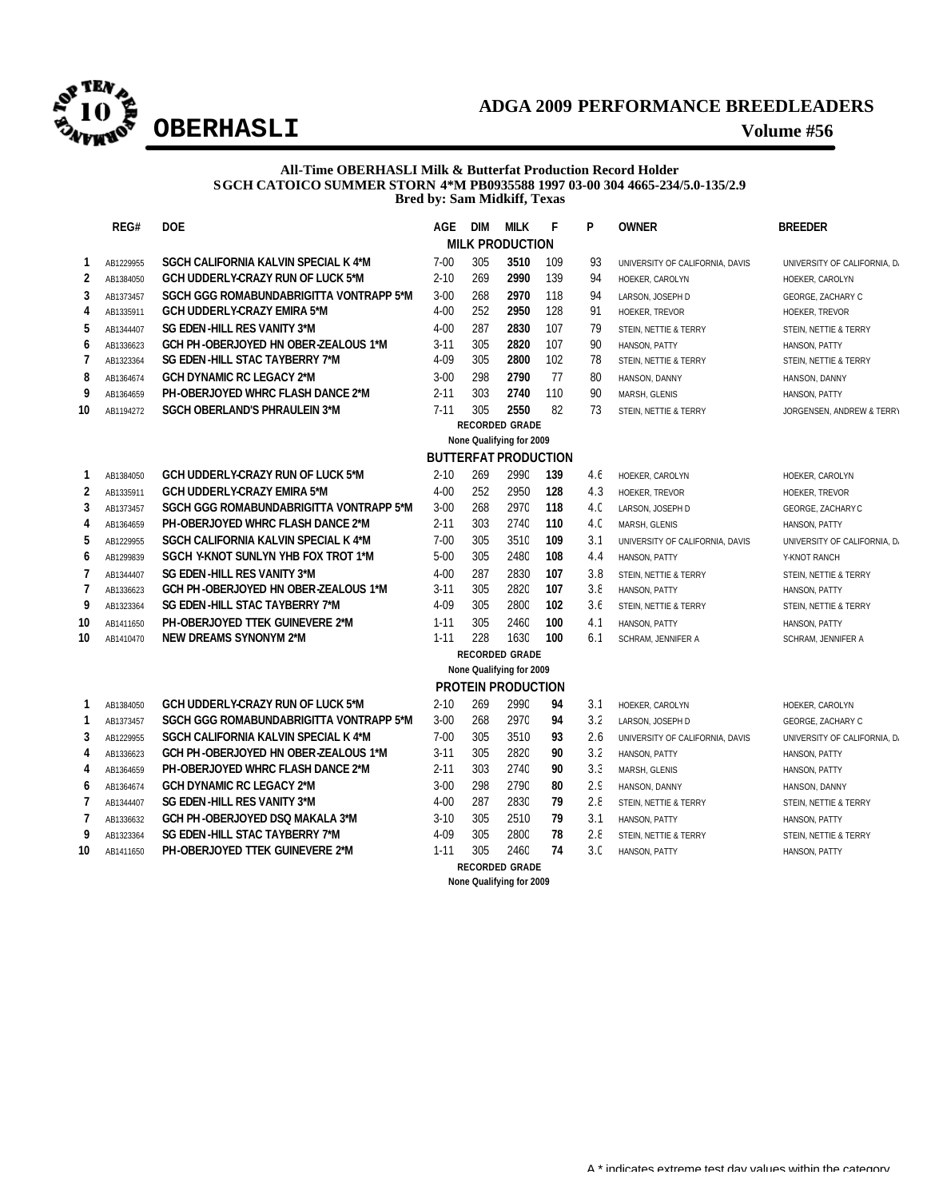# ADGA 2009 PERFORMANCE BREEDLEADERS

## OBERHASLI

**Volume #56**

**All-Time OBERHASLI Milk & Butterfat Production Record Holder**
**SGCH CATOICO SUMMER STORN 4*M PB0935588 1997 03-00 304 4665-234/5.0-135/2.9**
**Bred by: Sam Midkiff, Texas**

| | REG# | DOE | AGE | DIM | MILK | F | P | OWNER | BREEDER |
|---|---|---|---|---|---|---|---|---|---|
| | | | | | **MILK PRODUCTION** | | | | |
| 1 | AB1229955 | SGCH CALIFORNIA KALVIN SPECIAL K 4*M | 7-00 | 305 | **3510** | 109 | 93 | UNIVERSITY OF CALIFORNIA, DAVIS | UNIVERSITY OF CALIFORNIA, DA |
| 2 | AB1384050 | GCH UDDERLY-CRAZY RUN OF LUCK 5*M | 2-10 | 269 | **2990** | 139 | 94 | HOEKER, CAROLYN | HOEKER, CAROLYN |
| 3 | AB1373457 | SGCH GGG ROMABUNDABRIGITTA VONTRAPP 5*M | 3-00 | 268 | **2970** | 118 | 94 | LARSON, JOSEPH D | GEORGE, ZACHARY C |
| 4 | AB1335911 | GCH UDDERLY-CRAZY EMIRA 5*M | 4-00 | 252 | **2950** | 128 | 91 | HOEKER, TREVOR | HOEKER, TREVOR |
| 5 | AB1344407 | SG EDEN-HILL RES VANITY 3*M | 4-00 | 287 | **2830** | 107 | 79 | STEIN, NETTIE & TERRY | STEIN, NETTIE & TERRY |
| 6 | AB1336623 | GCH PH-OBERJOYED HN OBER-ZEALOUS 1*M | 3-11 | 305 | **2820** | 107 | 90 | HANSON, PATTY | HANSON, PATTY |
| 7 | AB1323364 | SG EDEN-HILL STAC TAYBERRY 7*M | 4-09 | 305 | **2800** | 102 | 78 | STEIN, NETTIE & TERRY | STEIN, NETTIE & TERRY |
| 8 | AB1364674 | GCH DYNAMIC RC LEGACY 2*M | 3-00 | 298 | **2790** | 77 | 80 | HANSON, DANNY | HANSON, DANNY |
| 9 | AB1364659 | PH-OBERJOYED WHRC FLASH DANCE 2*M | 2-11 | 303 | **2740** | 110 | 90 | MARSH, GLENIS | HANSON, PATTY |
| 10 | AB1194272 | SGCH OBERLAND'S PHRAULEIN 3*M | 7-11 | 305 | **2550** | 82 | 73 | STEIN, NETTIE & TERRY | JORGENSEN, ANDREW & TERRY |
| | | | | | **RECORDED GRADE** | | | | |
| | | | | | None Qualifying for 2009 | | | | |
| | | | | | **BUTTERFAT PRODUCTION** | | | | |
| 1 | AB1384050 | GCH UDDERLY-CRAZY RUN OF LUCK 5*M | 2-10 | 269 | 2990 | **139** | 4.6 | HOEKER, CAROLYN | HOEKER, CAROLYN |
| 2 | AB1335911 | GCH UDDERLY-CRAZY EMIRA 5*M | 4-00 | 252 | 2950 | **128** | 4.3 | HOEKER, TREVOR | HOEKER, TREVOR |
| 3 | AB1373457 | SGCH GGG ROMABUNDABRIGITTA VONTRAPP 5*M | 3-00 | 268 | 2970 | **118** | 4.0 | LARSON, JOSEPH D | GEORGE, ZACHARY C |
| 4 | AB1364659 | PH-OBERJOYED WHRC FLASH DANCE 2*M | 2-11 | 303 | 2740 | **110** | 4.0 | MARSH, GLENIS | HANSON, PATTY |
| 5 | AB1229955 | SGCH CALIFORNIA KALVIN SPECIAL K 4*M | 7-00 | 305 | 3510 | **109** | 3.1 | UNIVERSITY OF CALIFORNIA, DAVIS | UNIVERSITY OF CALIFORNIA, DA |
| 6 | AB1299839 | SGCH Y-KNOT SUNLYN YHB FOX TROT 1*M | 5-00 | 305 | 2480 | **108** | 4.4 | HANSON, PATTY | Y-KNOT RANCH |
| 7 | AB1344407 | SG EDEN-HILL RES VANITY 3*M | 4-00 | 287 | 2830 | **107** | 3.8 | STEIN, NETTIE & TERRY | STEIN, NETTIE & TERRY |
| 7 | AB1336623 | GCH PH-OBERJOYED HN OBER-ZEALOUS 1*M | 3-11 | 305 | 2820 | **107** | 3.8 | HANSON, PATTY | HANSON, PATTY |
| 9 | AB1323364 | SG EDEN-HILL STAC TAYBERRY 7*M | 4-09 | 305 | 2800 | **102** | 3.6 | STEIN, NETTIE & TERRY | STEIN, NETTIE & TERRY |
| 10 | AB1411650 | PH-OBERJOYED TTEK GUINEVERE 2*M | 1-11 | 305 | 2460 | **100** | 4.1 | HANSON, PATTY | HANSON, PATTY |
| 10 | AB1410470 | NEW DREAMS SYNONYM 2*M | 1-11 | 228 | 1630 | **100** | 6.1 | SCHRAM, JENNIFER A | SCHRAM, JENNIFER A |
| | | | | | **RECORDED GRADE** | | | | |
| | | | | | None Qualifying for 2009 | | | | |
| | | | | | **PROTEIN PRODUCTION** | | | | |
| 1 | AB1384050 | GCH UDDERLY-CRAZY RUN OF LUCK 5*M | 2-10 | 269 | 2990 | **94** | 3.1 | HOEKER, CAROLYN | HOEKER, CAROLYN |
| 1 | AB1373457 | SGCH GGG ROMABUNDABRIGITTA VONTRAPP 5*M | 3-00 | 268 | 2970 | **94** | 3.2 | LARSON, JOSEPH D | GEORGE, ZACHARY C |
| 3 | AB1229955 | SGCH CALIFORNIA KALVIN SPECIAL K 4*M | 7-00 | 305 | 3510 | **93** | 2.6 | UNIVERSITY OF CALIFORNIA, DAVIS | UNIVERSITY OF CALIFORNIA, DA |
| 4 | AB1336623 | GCH PH-OBERJOYED HN OBER-ZEALOUS 1*M | 3-11 | 305 | 2820 | **90** | 3.2 | HANSON, PATTY | HANSON, PATTY |
| 4 | AB1364659 | PH-OBERJOYED WHRC FLASH DANCE 2*M | 2-11 | 303 | 2740 | **90** | 3.3 | MARSH, GLENIS | HANSON, PATTY |
| 6 | AB1364674 | GCH DYNAMIC RC LEGACY 2*M | 3-00 | 298 | 2790 | **80** | 2.9 | HANSON, DANNY | HANSON, DANNY |
| 7 | AB1344407 | SG EDEN-HILL RES VANITY 3*M | 4-00 | 287 | 2830 | **79** | 2.8 | STEIN, NETTIE & TERRY | STEIN, NETTIE & TERRY |
| 7 | AB1336632 | GCH PH-OBERJOYED DSQ MAKALA 3*M | 3-10 | 305 | 2510 | **79** | 3.1 | HANSON, PATTY | HANSON, PATTY |
| 9 | AB1323364 | SG EDEN-HILL STAC TAYBERRY 7*M | 4-09 | 305 | 2800 | **78** | 2.8 | STEIN, NETTIE & TERRY | STEIN, NETTIE & TERRY |
| 10 | AB1411650 | PH-OBERJOYED TTEK GUINEVERE 2*M | 1-11 | 305 | 2460 | **74** | 3.0 | HANSON, PATTY | HANSON, PATTY |
| | | | | | **RECORDED GRADE** | | | | |
| | | | | | None Qualifying for 2009 | | | | |

A * indicates extreme test day values within the category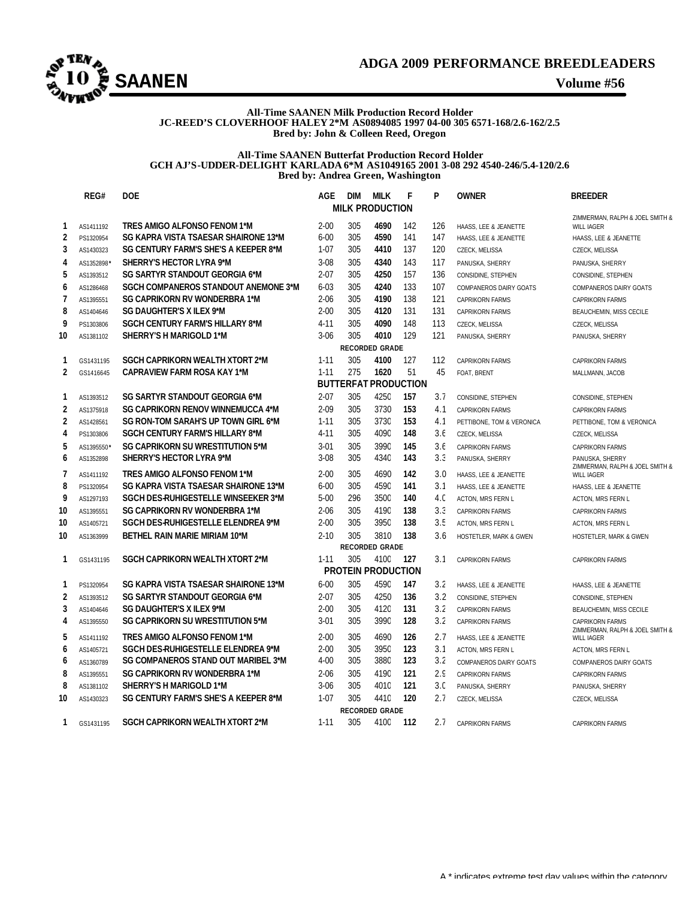# ADGA 2009 PERFORMANCE BREEDLEADERS

## SAANEN

**Volume #56**

**All-Time SAANEN Milk Production Record Holder**
**JC-REED'S CLOVERHOOF HALEY 2*M AS0894085 1997 04-00 305 6571-168/2.6-162/2.5**
**Bred by: John & Colleen Reed, Oregon**

**All-Time SAANEN Butterfat Production Record Holder**
**GCH AJ'S-UDDER-DELIGHT KARLADA 6*M AS1049165 2001 3-08 292 4540-246/5.4-120/2.6**
**Bred by: Andrea Green, Washington**

| | REG# | DOE | AGE | DIM | MILK | F | P | OWNER | BREEDER |
|---|---|---|---|---|---|---|---|---|---|
| | | | | | **MILK PRODUCTION** | | | | |
| 1 | AS1411192 | TRES AMIGO ALFONSO FENOM 1*M | 2-00 | 305 | **4690** | 142 | 126 | HAASS, LEE & JEANETTE | ZIMMERMAN, RALPH & JOEL SMITH & WILL IAGER |
| 2 | PS1320954 | SG KAPRA VISTA TSAESAR SHAIRONE 13*M | 6-00 | 305 | **4590** | 141 | 147 | HAASS, LEE & JEANETTE | HAASS, LEE & JEANETTE |
| 3 | AS1430323 | SG CENTURY FARM'S SHE'S A KEEPER 8*M | 1-07 | 305 | **4410** | 137 | 120 | CZECK, MELISSA | CZECK, MELISSA |
| 4 | AS1352898* | SHERRY'S HECTOR LYRA 9*M | 3-08 | 305 | **4340** | 143 | 117 | PANUSKA, SHERRY | PANUSKA, SHERRY |
| 5 | AS1393512 | SG SARTYR STANDOUT GEORGIA 6*M | 2-07 | 305 | **4250** | 157 | 136 | CONSIDINE, STEPHEN | CONSIDINE, STEPHEN |
| 6 | AS1286468 | SGCH COMPANEROS STANDOUT ANEMONE 3*M | 6-03 | 305 | **4240** | 133 | 107 | COMPANEROS DAIRY GOATS | COMPANEROS DAIRY GOATS |
| 7 | AS1395551 | SG CAPRIKORN RV WONDERBRA 1*M | 2-06 | 305 | **4190** | 138 | 121 | CAPRIKORN FARMS | CAPRIKORN FARMS |
| 8 | AS1404646 | SG DAUGHTER'S X ILEX 9*M | 2-00 | 305 | **4120** | 131 | 131 | CAPRIKORN FARMS | BEAUCHEMIN, MISS CECILE |
| 9 | PS1303806 | SGCH CENTURY FARM'S HILLARY 8*M | 4-11 | 305 | **4090** | 148 | 113 | CZECK, MELISSA | CZECK, MELISSA |
| 10 | AS1381102 | SHERRY'S H MARIGOLD 1*M | 3-06 | 305 | **4010** | 129 | 121 | PANUSKA, SHERRY | PANUSKA, SHERRY |
| | | | | | **RECORDED GRADE** | | | | |
| 1 | GS1431195 | SGCH CAPRIKORN WEALTH XTORT 2*M | 1-11 | 305 | **4100** | 127 | 112 | CAPRIKORN FARMS | CAPRIKORN FARMS |
| 2 | GS1416645 | CAPRAVIEW FARM ROSA KAY 1*M | 1-11 | 275 | **1620** | 51 | 45 | FOAT, BRENT | MALLMANN, JACOB |
| | | | | | **BUTTERFAT PRODUCTION** | | | | |
| 1 | AS1393512 | SG SARTYR STANDOUT GEORGIA 6*M | 2-07 | 305 | 4250 | **157** | 3.7 | CONSIDINE, STEPHEN | CONSIDINE, STEPHEN |
| 2 | AS1375918 | SG CAPRIKORN RENOV WINNEMUCCA 4*M | 2-09 | 305 | 3730 | **153** | 4.1 | CAPRIKORN FARMS | CAPRIKORN FARMS |
| 2 | AS1428561 | SG RON-TOM SARAH'S UP TOWN GIRL 6*M | 1-11 | 305 | 3730 | **153** | 4.1 | PETTIBONE, TOM & VERONICA | PETTIBONE, TOM & VERONICA |
| 4 | PS1303806 | SGCH CENTURY FARM'S HILLARY 8*M | 4-11 | 305 | 4090 | **148** | 3.6 | CZECK, MELISSA | CZECK, MELISSA |
| 5 | AS1395550* | SG CAPRIKORN SU WRESTITUTION 5*M | 3-01 | 305 | 3990 | **145** | 3.6 | CAPRIKORN FARMS | CAPRIKORN FARMS |
| 6 | AS1352898 | SHERRY'S HECTOR LYRA 9*M | 3-08 | 305 | 4340 | **143** | 3.3 | PANUSKA, SHERRY | PANUSKA, SHERRY |
| 7 | AS1411192 | TRES AMIGO ALFONSO FENOM 1*M | 2-00 | 305 | 4690 | **142** | 3.0 | HAASS, LEE & JEANETTE | ZIMMERMAN, RALPH & JOEL SMITH & WILL IAGER |
| 8 | PS1320954 | SG KAPRA VISTA TSAESAR SHAIRONE 13*M | 6-00 | 305 | 4590 | **141** | 3.1 | HAASS, LEE & JEANETTE | HAASS, LEE & JEANETTE |
| 9 | AS1297193 | SGCH DES-RUHIGESTELLE WINSEEKER 3*M | 5-00 | 296 | 3500 | **140** | 4.0 | ACTON, MRS FERN L | ACTON, MRS FERN L |
| 10 | AS1395551 | SG CAPRIKORN RV WONDERBRA 1*M | 2-06 | 305 | 4190 | **138** | 3.3 | CAPRIKORN FARMS | CAPRIKORN FARMS |
| 10 | AS1405721 | SGCH DES-RUHIGESTELLE ELENDREA 9*M | 2-00 | 305 | 3950 | **138** | 3.5 | ACTON, MRS FERN L | ACTON, MRS FERN L |
| 10 | AS1363999 | BETHEL RAIN MARIE MIRIAM 10*M | 2-10 | 305 | 3810 | **138** | 3.6 | HOSTETLER, MARK & GWEN | HOSTETLER, MARK & GWEN |
| | | | | | **RECORDED GRADE** | | | | |
| 1 | GS1431195 | SGCH CAPRIKORN WEALTH XTORT 2*M | 1-11 | 305 | 4100 | **127** | 3.1 | CAPRIKORN FARMS | CAPRIKORN FARMS |
| | | | | | **PROTEIN PRODUCTION** | | | | |
| 1 | PS1320954 | SG KAPRA VISTA TSAESAR SHAIRONE 13*M | 6-00 | 305 | 4590 | **147** | 3.2 | HAASS, LEE & JEANETTE | HAASS, LEE & JEANETTE |
| 2 | AS1393512 | SG SARTYR STANDOUT GEORGIA 6*M | 2-07 | 305 | 4250 | **136** | 3.2 | CONSIDINE, STEPHEN | CONSIDINE, STEPHEN |
| 3 | AS1404646 | SG DAUGHTER'S X ILEX 9*M | 2-00 | 305 | 4120 | **131** | 3.2 | CAPRIKORN FARMS | BEAUCHEMIN, MISS CECILE |
| 4 | AS1395550 | SG CAPRIKORN SU WRESTITUTION 5*M | 3-01 | 305 | 3990 | **128** | 3.2 | CAPRIKORN FARMS | CAPRIKORN FARMS |
| 5 | AS1411192 | TRES AMIGO ALFONSO FENOM 1*M | 2-00 | 305 | 4690 | **126** | 2.7 | HAASS, LEE & JEANETTE | ZIMMERMAN, RALPH & JOEL SMITH & WILL IAGER |
| 6 | AS1405721 | SGCH DES-RUHIGESTELLE ELENDREA 9*M | 2-00 | 305 | 3950 | **123** | 3.1 | ACTON, MRS FERN L | ACTON, MRS FERN L |
| 6 | AS1360789 | SG COMPANEROS STAND OUT MARIBEL 3*M | 4-00 | 305 | 3880 | **123** | 3.2 | COMPANEROS DAIRY GOATS | COMPANEROS DAIRY GOATS |
| 8 | AS1395551 | SG CAPRIKORN RV WONDERBRA 1*M | 2-06 | 305 | 4190 | **121** | 2.9 | CAPRIKORN FARMS | CAPRIKORN FARMS |
| 8 | AS1381102 | SHERRY'S H MARIGOLD 1*M | 3-06 | 305 | 4010 | **121** | 3.0 | PANUSKA, SHERRY | PANUSKA, SHERRY |
| 10 | AS1430323 | SG CENTURY FARM'S SHE'S A KEEPER 8*M | 1-07 | 305 | 4410 | **120** | 2.7 | CZECK, MELISSA | CZECK, MELISSA |
| | | | | | **RECORDED GRADE** | | | | |
| 1 | GS1431195 | SGCH CAPRIKORN WEALTH XTORT 2*M | 1-11 | 305 | 4100 | **112** | 2.7 | CAPRIKORN FARMS | CAPRIKORN FARMS |

A * indicates extreme test day values within the category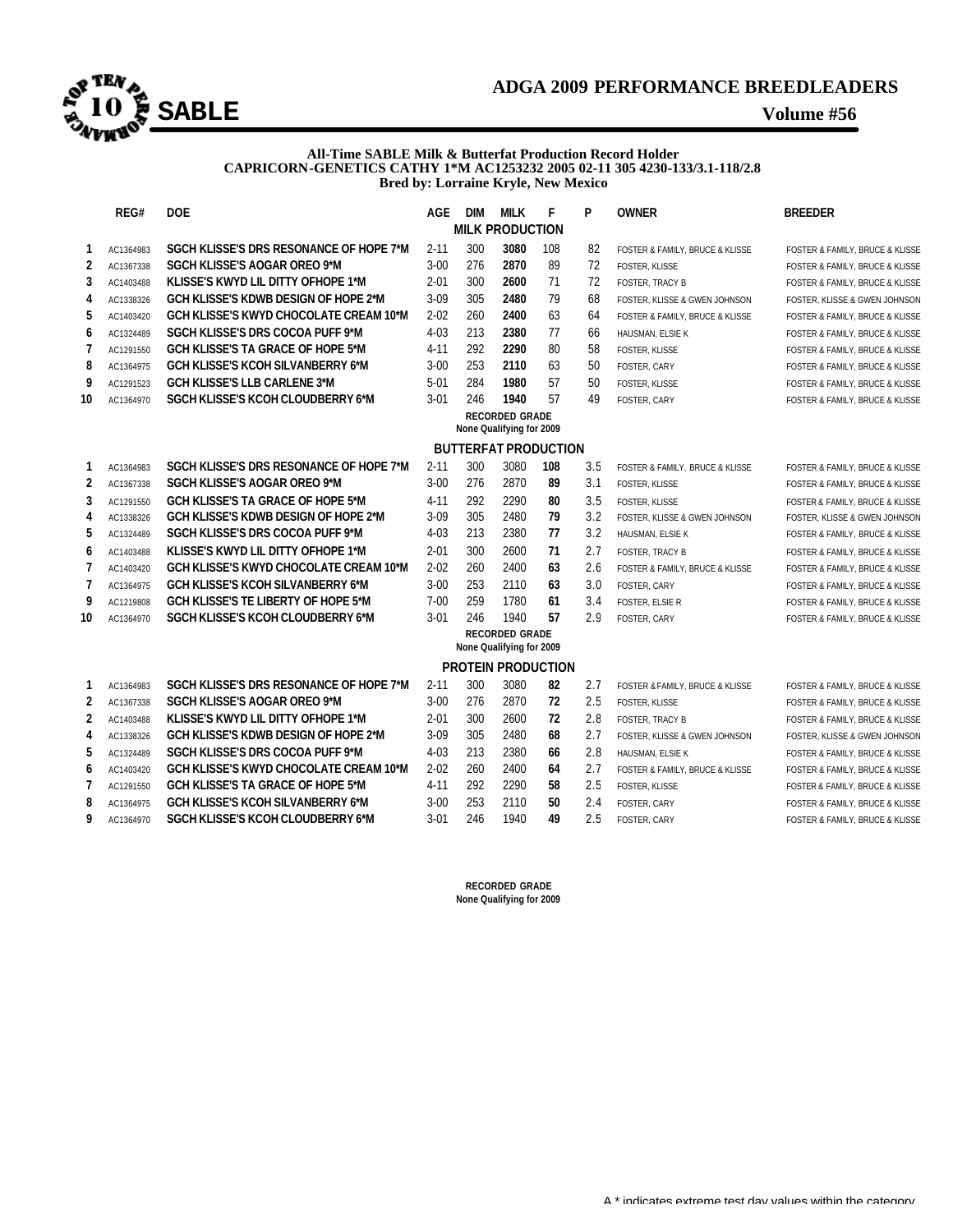# ADGA 2009 PERFORMANCE BREEDLEADERS

## SABLE

**Volume #56**

**All-Time SABLE Milk & Butterfat Production Record Holder**
**CAPRICORN-GENETICS CATHY 1*M AC1253232 2005 02-11 305 4230-133/3.1-118/2.8**
**Bred by: Lorraine Kryle, New Mexico**

### MILK PRODUCTION

| | REG# | DOE | AGE | DIM | MILK | F | P | OWNER | BREEDER |
|---|---|---|---|---|---|---|---|---|---|
| 1 | AC1364983 | SGCH KLISSE'S DRS RESONANCE OF HOPE 7*M | 2-11 | 300 | **3080** | 108 | 82 | FOSTER & FAMILY, BRUCE & KLISSE | FOSTER & FAMILY, BRUCE & KLISSE |
| 2 | AC1367338 | SGCH KLISSE'S AOGAR OREO 9*M | 3-00 | 276 | **2870** | 89 | 72 | FOSTER, KLISSE | FOSTER & FAMILY, BRUCE & KLISSE |
| 3 | AC1403488 | KLISSE'S KWYD LIL DITTY OFHOPE 1*M | 2-01 | 300 | **2600** | 71 | 72 | FOSTER, TRACY B | FOSTER & FAMILY, BRUCE & KLISSE |
| 4 | AC1338326 | GCH KLISSE'S KDWB DESIGN OF HOPE 2*M | 3-09 | 305 | **2480** | 79 | 68 | FOSTER, KLISSE & GWEN JOHNSON | FOSTER, KLISSE & GWEN JOHNSON |
| 5 | AC1403420 | GCH KLISSE'S KWYD CHOCOLATE CREAM 10*M | 2-02 | 260 | **2400** | 63 | 64 | FOSTER & FAMILY, BRUCE & KLISSE | FOSTER & FAMILY, BRUCE & KLISSE |
| 6 | AC1324489 | SGCH KLISSE'S DRS COCOA PUFF 9*M | 4-03 | 213 | **2380** | 77 | 66 | HAUSMAN, ELSIE K | FOSTER & FAMILY, BRUCE & KLISSE |
| 7 | AC1291550 | GCH KLISSE'S TA GRACE OF HOPE 5*M | 4-11 | 292 | **2290** | 80 | 58 | FOSTER, KLISSE | FOSTER & FAMILY, BRUCE & KLISSE |
| 8 | AC1364975 | GCH KLISSE'S KCOH SILVANBERRY 6*M | 3-00 | 253 | **2110** | 63 | 50 | FOSTER, CARY | FOSTER & FAMILY, BRUCE & KLISSE |
| 9 | AC1291523 | GCH KLISSE'S LLB CARLENE 3*M | 5-01 | 284 | **1980** | 57 | 50 | FOSTER, KLISSE | FOSTER & FAMILY, BRUCE & KLISSE |
| 10 | AC1364970 | SGCH KLISSE'S KCOH CLOUDBERRY 6*M | 3-01 | 246 | **1940** | 57 | 49 | FOSTER, CARY | FOSTER & FAMILY, BRUCE & KLISSE |

**RECORDED GRADE**
None Qualifying for 2009

### BUTTERFAT PRODUCTION

| | REG# | DOE | AGE | DIM | MILK | F | % | OWNER | BREEDER |
|---|---|---|---|---|---|---|---|---|---|
| 1 | AC1364983 | SGCH KLISSE'S DRS RESONANCE OF HOPE 7*M | 2-11 | 300 | 3080 | **108** | 3.5 | FOSTER & FAMILY, BRUCE & KLISSE | FOSTER & FAMILY, BRUCE & KLISSE |
| 2 | AC1367338 | SGCH KLISSE'S AOGAR OREO 9*M | 3-00 | 276 | 2870 | **89** | 3.1 | FOSTER, KLISSE | FOSTER & FAMILY, BRUCE & KLISSE |
| 3 | AC1291550 | GCH KLISSE'S TA GRACE OF HOPE 5*M | 4-11 | 292 | 2290 | **80** | 3.5 | FOSTER, KLISSE | FOSTER & FAMILY, BRUCE & KLISSE |
| 4 | AC1338326 | GCH KLISSE'S KDWB DESIGN OF HOPE 2*M | 3-09 | 305 | 2480 | **79** | 3.2 | FOSTER, KLISSE & GWEN JOHNSON | FOSTER, KLISSE & GWEN JOHNSON |
| 5 | AC1324489 | SGCH KLISSE'S DRS COCOA PUFF 9*M | 4-03 | 213 | 2380 | **77** | 3.2 | HAUSMAN, ELSIE K | FOSTER & FAMILY, BRUCE & KLISSE |
| 6 | AC1403488 | KLISSE'S KWYD LIL DITTY OFHOPE 1*M | 2-01 | 300 | 2600 | **71** | 2.7 | FOSTER, TRACY B | FOSTER & FAMILY, BRUCE & KLISSE |
| 7 | AC1403420 | GCH KLISSE'S KWYD CHOCOLATE CREAM 10*M | 2-02 | 260 | 2400 | **63** | 2.6 | FOSTER & FAMILY, BRUCE & KLISSE | FOSTER & FAMILY, BRUCE & KLISSE |
| 7 | AC1364975 | GCH KLISSE'S KCOH SILVANBERRY 6*M | 3-00 | 253 | 2110 | **63** | 3.0 | FOSTER, CARY | FOSTER & FAMILY, BRUCE & KLISSE |
| 9 | AC1219808 | GCH KLISSE'S TE LIBERTY OF HOPE 5*M | 7-00 | 259 | 1780 | **61** | 3.4 | FOSTER, ELSIE R | FOSTER & FAMILY, BRUCE & KLISSE |
| 10 | AC1364970 | SGCH KLISSE'S KCOH CLOUDBERRY 6*M | 3-01 | 246 | 1940 | **57** | 2.9 | FOSTER, CARY | FOSTER & FAMILY, BRUCE & KLISSE |

**RECORDED GRADE**
None Qualifying for 2009

### PROTEIN PRODUCTION

| | REG# | DOE | AGE | DIM | MILK | P | % | OWNER | BREEDER |
|---|---|---|---|---|---|---|---|---|---|
| 1 | AC1364983 | SGCH KLISSE'S DRS RESONANCE OF HOPE 7*M | 2-11 | 300 | 3080 | **82** | 2.7 | FOSTER &FAMILY, BRUCE & KLISSE | FOSTER & FAMILY, BRUCE & KLISSE |
| 2 | AC1367338 | SGCH KLISSE'S AOGAR OREO 9*M | 3-00 | 276 | 2870 | **72** | 2.5 | FOSTER, KLISSE | FOSTER & FAMILY, BRUCE & KLISSE |
| 2 | AC1403488 | KLISSE'S KWYD LIL DITTY OFHOPE 1*M | 2-01 | 300 | 2600 | **72** | 2.8 | FOSTER, TRACY B | FOSTER & FAMILY, BRUCE & KLISSE |
| 4 | AC1338326 | GCH KLISSE'S KDWB DESIGN OF HOPE 2*M | 3-09 | 305 | 2480 | **68** | 2.7 | FOSTER, KLISSE & GWEN JOHNSON | FOSTER, KLISSE & GWEN JOHNSON |
| 5 | AC1324489 | SGCH KLISSE'S DRS COCOA PUFF 9*M | 4-03 | 213 | 2380 | **66** | 2.8 | HAUSMAN, ELSIE K | FOSTER & FAMILY, BRUCE & KLISSE |
| 6 | AC1403420 | GCH KLISSE'S KWYD CHOCOLATE CREAM 10*M | 2-02 | 260 | 2400 | **64** | 2.7 | FOSTER & FAMILY, BRUCE & KLISSE | FOSTER & FAMILY, BRUCE & KLISSE |
| 7 | AC1291550 | GCH KLISSE'S TA GRACE OF HOPE 5*M | 4-11 | 292 | 2290 | **58** | 2.5 | FOSTER, KLISSE | FOSTER & FAMILY, BRUCE & KLISSE |
| 8 | AC1364975 | GCH KLISSE'S KCOH SILVANBERRY 6*M | 3-00 | 253 | 2110 | **50** | 2.4 | FOSTER, CARY | FOSTER & FAMILY, BRUCE & KLISSE |
| 9 | AC1364970 | SGCH KLISSE'S KCOH CLOUDBERRY 6*M | 3-01 | 246 | 1940 | **49** | 2.5 | FOSTER, CARY | FOSTER & FAMILY, BRUCE & KLISSE |

**RECORDED GRADE**
None Qualifying for 2009

A * indicates extreme test day values within the category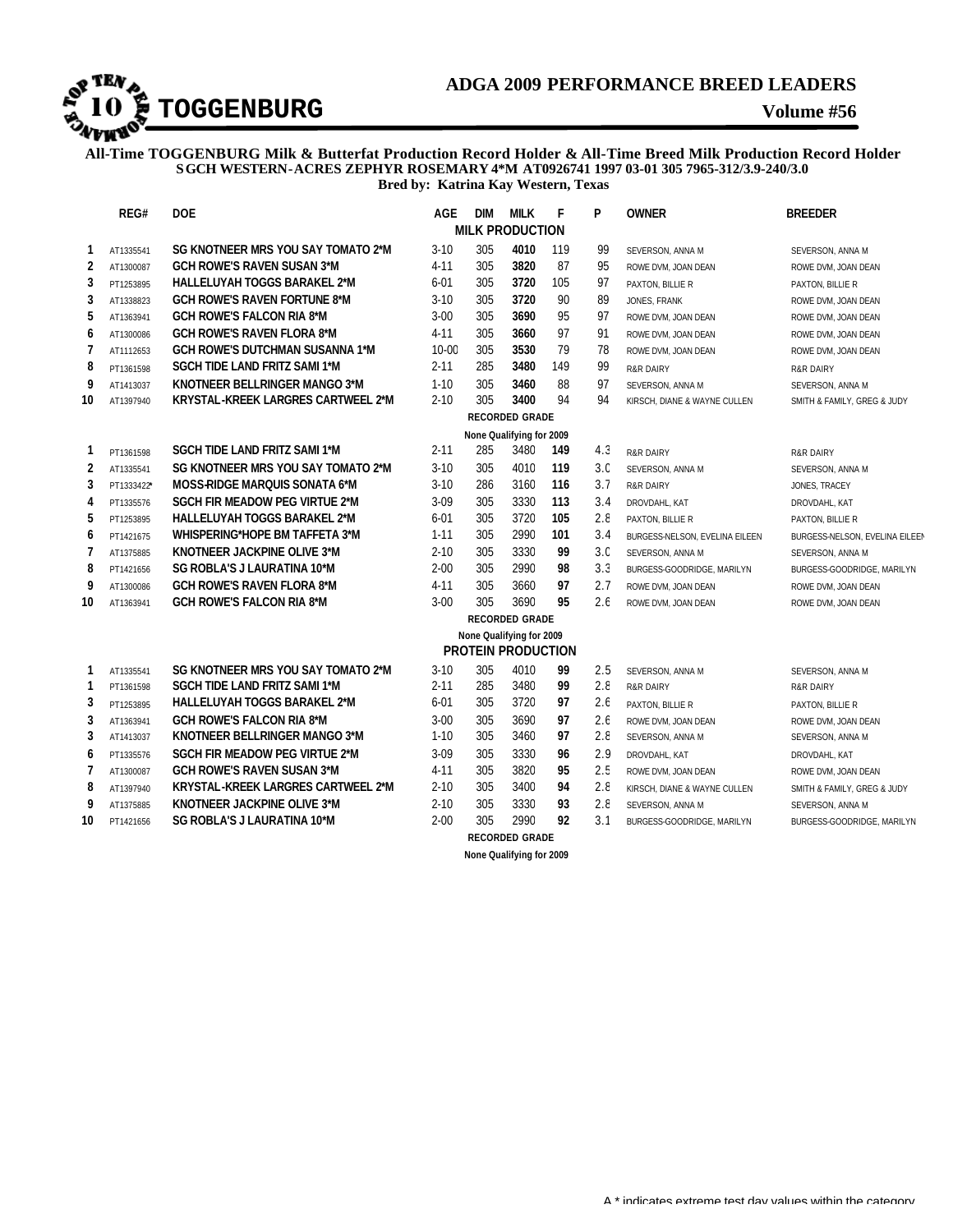# ADGA 2009 PERFORMANCE BREED LEADERS

## TOGGENBURG

**Volume #56**

**All-Time TOGGENBURG Milk & Butterfat Production Record Holder & All-Time Breed Milk Production Record Holder**
**SGCH WESTERN-ACRES ZEPHYR ROSEMARY 4*M AT0926741 1997 03-01 305 7965-312/3.9-240/3.0**
**Bred by: Katrina Kay Western, Texas**

### MILK PRODUCTION

| | REG# | DOE | AGE | DIM | MILK | F | P | OWNER | BREEDER |
|---|---|---|---|---|---|---|---|---|---|
| 1 | AT1335541 | SG KNOTNEER MRS YOU SAY TOMATO 2*M | 3-10 | 305 | **4010** | 119 | 99 | SEVERSON, ANNA M | SEVERSON, ANNA M |
| 2 | AT1300087 | GCH ROWE'S RAVEN SUSAN 3*M | 4-11 | 305 | **3820** | 87 | 95 | ROWE DVM, JOAN DEAN | ROWE DVM, JOAN DEAN |
| 3 | PT1253895 | HALLELUYAH TOGGS BARAKEL 2*M | 6-01 | 305 | **3720** | 105 | 97 | PAXTON, BILLIE R | PAXTON, BILLIE R |
| 3 | AT1338823 | GCH ROWE'S RAVEN FORTUNE 8*M | 3-10 | 305 | **3720** | 90 | 89 | JONES, FRANK | ROWE DVM, JOAN DEAN |
| 5 | AT1363941 | GCH ROWE'S FALCON RIA 8*M | 3-00 | 305 | **3690** | 95 | 97 | ROWE DVM, JOAN DEAN | ROWE DVM, JOAN DEAN |
| 6 | AT1300086 | GCH ROWE'S RAVEN FLORA 8*M | 4-11 | 305 | **3660** | 97 | 91 | ROWE DVM, JOAN DEAN | ROWE DVM, JOAN DEAN |
| 7 | AT1112653 | GCH ROWE'S DUTCHMAN SUSANNA 1*M | 10-00 | 305 | **3530** | 79 | 78 | ROWE DVM, JOAN DEAN | ROWE DVM, JOAN DEAN |
| 8 | PT1361598 | SGCH TIDE LAND FRITZ SAMI 1*M | 2-11 | 285 | **3480** | 149 | 99 | R&R DAIRY | R&R DAIRY |
| 9 | AT1413037 | KNOTNEER BELLRINGER MANGO 3*M | 1-10 | 305 | **3460** | 88 | 97 | SEVERSON, ANNA M | SEVERSON, ANNA M |
| 10 | AT1397940 | KRYSTAL-KREEK LARGRES CARTWEEL 2*M | 2-10 | 305 | **3400** | 94 | 94 | KIRSCH, DIANE & WAYNE CULLEN | SMITH & FAMILY, GREG & JUDY |

**RECORDED GRADE**

**None Qualifying for 2009**

### BUTTERFAT PRODUCTION

| | REG# | DOE | AGE | DIM | MILK | F | % | OWNER | BREEDER |
|---|---|---|---|---|---|---|---|---|---|
| 1 | PT1361598 | SGCH TIDE LAND FRITZ SAMI 1*M | 2-11 | 285 | 3480 | **149** | 4.3 | R&R DAIRY | R&R DAIRY |
| 2 | AT1335541 | SG KNOTNEER MRS YOU SAY TOMATO 2*M | 3-10 | 305 | 4010 | **119** | 3.0 | SEVERSON, ANNA M | SEVERSON, ANNA M |
| 3 | PT1333422* | MOSS-RIDGE MARQUIS SONATA 6*M | 3-10 | 286 | 3160 | **116** | 3.7 | R&R DAIRY | JONES, TRACEY |
| 4 | PT1335576 | SGCH FIR MEADOW PEG VIRTUE 2*M | 3-09 | 305 | 3330 | **113** | 3.4 | DROVDAHL, KAT | DROVDAHL, KAT |
| 5 | PT1253895 | HALLELUYAH TOGGS BARAKEL 2*M | 6-01 | 305 | 3720 | **105** | 2.8 | PAXTON, BILLIE R | PAXTON, BILLIE R |
| 6 | PT1421675 | WHISPERING*HOPE BM TAFFETA 3*M | 1-11 | 305 | 2990 | **101** | 3.4 | BURGESS-NELSON, EVELINA EILEEN | BURGESS-NELSON, EVELINA EILEEN |
| 7 | AT1375885 | KNOTNEER JACKPINE OLIVE 3*M | 2-10 | 305 | 3330 | **99** | 3.0 | SEVERSON, ANNA M | SEVERSON, ANNA M |
| 8 | PT1421656 | SG ROBLA'S J LAURATINA 10*M | 2-00 | 305 | 2990 | **98** | 3.3 | BURGESS-GOODRIDGE, MARILYN | BURGESS-GOODRIDGE, MARILYN |
| 9 | AT1300086 | GCH ROWE'S RAVEN FLORA 8*M | 4-11 | 305 | 3660 | **97** | 2.7 | ROWE DVM, JOAN DEAN | ROWE DVM, JOAN DEAN |
| 10 | AT1363941 | GCH ROWE'S FALCON RIA 8*M | 3-00 | 305 | 3690 | **95** | 2.6 | ROWE DVM, JOAN DEAN | ROWE DVM, JOAN DEAN |

**RECORDED GRADE**

**None Qualifying for 2009**

### PROTEIN PRODUCTION

| | REG# | DOE | AGE | DIM | MILK | P | % | OWNER | BREEDER |
|---|---|---|---|---|---|---|---|---|---|
| 1 | AT1335541 | SG KNOTNEER MRS YOU SAY TOMATO 2*M | 3-10 | 305 | 4010 | **99** | 2.5 | SEVERSON, ANNA M | SEVERSON, ANNA M |
| 1 | PT1361598 | SGCH TIDE LAND FRITZ SAMI 1*M | 2-11 | 285 | 3480 | **99** | 2.8 | R&R DAIRY | R&R DAIRY |
| 3 | PT1253895 | HALLELUYAH TOGGS BARAKEL 2*M | 6-01 | 305 | 3720 | **97** | 2.6 | PAXTON, BILLIE R | PAXTON, BILLIE R |
| 3 | AT1363941 | GCH ROWE'S FALCON RIA 8*M | 3-00 | 305 | 3690 | **97** | 2.6 | ROWE DVM, JOAN DEAN | ROWE DVM, JOAN DEAN |
| 3 | AT1413037 | KNOTNEER BELLRINGER MANGO 3*M | 1-10 | 305 | 3460 | **97** | 2.8 | SEVERSON, ANNA M | SEVERSON, ANNA M |
| 6 | PT1335576 | SGCH FIR MEADOW PEG VIRTUE 2*M | 3-09 | 305 | 3330 | **96** | 2.9 | DROVDAHL, KAT | DROVDAHL, KAT |
| 7 | AT1300087 | GCH ROWE'S RAVEN SUSAN 3*M | 4-11 | 305 | 3820 | **95** | 2.5 | ROWE DVM, JOAN DEAN | ROWE DVM, JOAN DEAN |
| 8 | AT1397940 | KRYSTAL-KREEK LARGRES CARTWEEL 2*M | 2-10 | 305 | 3400 | **94** | 2.8 | KIRSCH, DIANE & WAYNE CULLEN | SMITH & FAMILY, GREG & JUDY |
| 9 | AT1375885 | KNOTNEER JACKPINE OLIVE 3*M | 2-10 | 305 | 3330 | **93** | 2.8 | SEVERSON, ANNA M | SEVERSON, ANNA M |
| 10 | PT1421656 | SG ROBLA'S J LAURATINA 10*M | 2-00 | 305 | 2990 | **92** | 3.1 | BURGESS-GOODRIDGE, MARILYN | BURGESS-GOODRIDGE, MARILYN |

**RECORDED GRADE**

**None Qualifying for 2009**

A * indicates extreme test day values within the category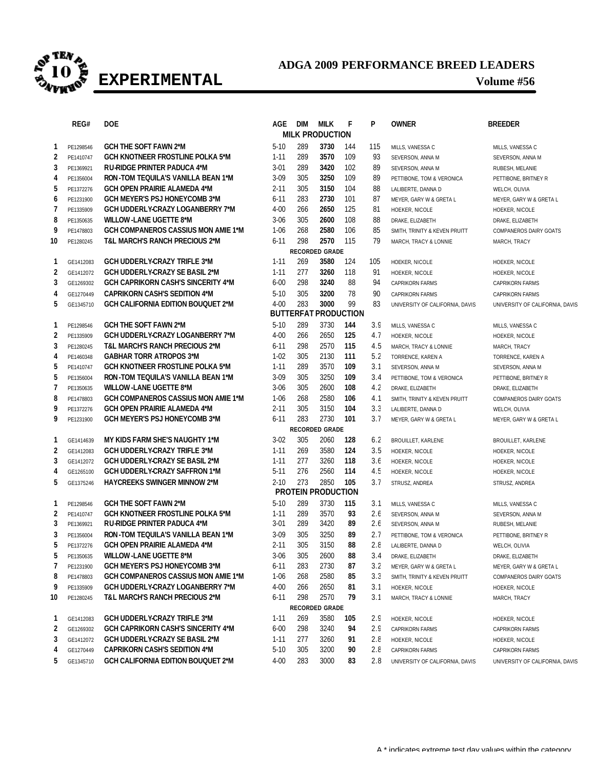# ADGA 2009 PERFORMANCE BREED LEADERS

## EXPERIMENTAL

**Volume #56**

| | REG# | DOE | AGE | DIM | MILK | F | P | OWNER | BREEDER |
|---|---|---|---|---|---|---|---|---|---|
| | | | | | **MILK PRODUCTION** | | | | |
| 1 | PE1298546 | GCH THE SOFT FAWN 2*M | 5-10 | 289 | **3730** | 144 | 115 | MILLS, VANESSA C | MILLS, VANESSA C |
| 2 | PE1410747 | GCH KNOTNEER FROSTLINE POLKA 5*M | 1-11 | 289 | **3570** | 109 | 93 | SEVERSON, ANNA M | SEVERSON, ANNA M |
| 3 | PE1369921 | RU-RIDGE PRINTER PADUCA 4*M | 3-01 | 289 | **3420** | 102 | 89 | SEVERSON, ANNA M | RUBESH, MELANIE |
| 4 | PE1356004 | RON-TOM TEQUILA'S VANILLA BEAN 1*M | 3-09 | 305 | **3250** | 109 | 89 | PETTIBONE, TOM & VERONICA | PETTIBONE, BRITNEY R |
| 5 | PE1372276 | GCH OPEN PRAIRIE ALAMEDA 4*M | 2-11 | 305 | **3150** | 104 | 88 | LALIBERTE, DANNA D | WELCH, OLIVIA |
| 6 | PE1231900 | GCH MEYER'S PSJ HONEYCOMB 3*M | 6-11 | 283 | **2730** | 101 | 87 | MEYER, GARY W & GRETA L | MEYER, GARY W & GRETA L |
| 7 | PE1335909 | GCH UDDERLY-CRAZY LOGANBERRY 7*M | 4-00 | 266 | **2650** | 125 | 81 | HOEKER, NICOLE | HOEKER, NICOLE |
| 8 | PE1350635 | WILLOW-LANE UGETTE 8*M | 3-06 | 305 | **2600** | 108 | 88 | DRAKE, ELIZABETH | DRAKE, ELIZABETH |
| 9 | PE1478803 | GCH COMPANEROS CASSIUS MON AMIE 1*M | 1-06 | 268 | **2580** | 106 | 85 | SMITH, TRINITY & KEVEN PRUITT | COMPANEROS DAIRY GOATS |
| 10 | PE1280245 | T&L MARCH'S RANCH PRECIOUS 2*M | 6-11 | 298 | **2570** | 115 | 79 | MARCH, TRACY & LONNIE | MARCH, TRACY |
| | | | | | **RECORDED GRADE** | | | | |
| 1 | GE1412083 | GCH UDDERLY-CRAZY TRIFLE 3*M | 1-11 | 269 | **3580** | 124 | 105 | HOEKER, NICOLE | HOEKER, NICOLE |
| 2 | GE1412072 | GCH UDDERLY-CRAZY SE BASIL 2*M | 1-11 | 277 | **3260** | 118 | 91 | HOEKER, NICOLE | HOEKER, NICOLE |
| 3 | GE1269302 | GCH CAPRIKORN CASH'S SINCERITY 4*M | 6-00 | 298 | **3240** | 88 | 94 | CAPRIKORN FARMS | CAPRIKORN FARMS |
| 4 | GE1270449 | CAPRIKORN CASH'S SEDITION 4*M | 5-10 | 305 | **3200** | 78 | 90 | CAPRIKORN FARMS | CAPRIKORN FARMS |
| 5 | GE1345710 | GCH CALIFORNIA EDITION BOUQUET 2*M | 4-00 | 283 | **3000** | 99 | 83 | UNIVERSITY OF CALIFORNIA, DAVIS | UNIVERSITY OF CALIFORNIA, DAVIS |
| | | | | | **BUTTERFAT PRODUCTION** | | | | |
| 1 | PE1298546 | GCH THE SOFT FAWN 2*M | 5-10 | 289 | 3730 | **144** | 3.9 | MILLS, VANESSA C | MILLS, VANESSA C |
| 2 | PE1335909 | GCH UDDERLY-CRAZY LOGANBERRY 7*M | 4-00 | 266 | 2650 | **125** | 4.7 | HOEKER, NICOLE | HOEKER, NICOLE |
| 3 | PE1280245 | T&L MARCH'S RANCH PRECIOUS 2*M | 6-11 | 298 | 2570 | **115** | 4.5 | MARCH, TRACY & LONNIE | MARCH, TRACY |
| 4 | PE1460348 | GABHAR TORR ATROPOS 3*M | 1-02 | 305 | 2130 | **111** | 5.2 | TORRENCE, KAREN A | TORRENCE, KAREN A |
| 5 | PE1410747 | GCH KNOTNEER FROSTLINE POLKA 5*M | 1-11 | 289 | 3570 | **109** | 3.1 | SEVERSON, ANNA M | SEVERSON, ANNA M |
| 5 | PE1356004 | RON-TOM TEQUILA'S VANILLA BEAN 1*M | 3-09 | 305 | 3250 | **109** | 3.4 | PETTIBONE, TOM & VERONICA | PETTIBONE, BRITNEY R |
| 7 | PE1350635 | WILLOW-LANE UGETTE 8*M | 3-06 | 305 | 2600 | **108** | 4.2 | DRAKE, ELIZABETH | DRAKE, ELIZABETH |
| 8 | PE1478803 | GCH COMPANEROS CASSIUS MON AMIE 1*M | 1-06 | 268 | 2580 | **106** | 4.1 | SMITH, TRINITY & KEVEN PRUITT | COMPANEROS DAIRY GOATS |
| 9 | PE1372276 | GCH OPEN PRAIRIE ALAMEDA 4*M | 2-11 | 305 | 3150 | **104** | 3.3 | LALIBERTE, DANNA D | WELCH, OLIVIA |
| 9 | PE1231900 | GCH MEYER'S PSJ HONEYCOMB 3*M | 6-11 | 283 | 2730 | **101** | 3.7 | MEYER, GARY W & GRETA L | MEYER, GARY W & GRETA L |
| | | | | | **RECORDED GRADE** | | | | |
| 1 | GE1414639 | MY KIDS FARM SHE'S NAUGHTY 1*M | 3-02 | 305 | 2060 | **128** | 6.2 | BROUILLET, KARLENE | BROUILLET, KARLENE |
| 2 | GE1412083 | GCH UDDERLY-CRAZY TRIFLE 3*M | 1-11 | 269 | 3580 | **124** | 3.5 | HOEKER, NICOLE | HOEKER, NICOLE |
| 3 | GE1412072 | GCH UDDERLY-CRAZY SE BASIL 2*M | 1-11 | 277 | 3260 | **118** | 3.6 | HOEKER, NICOLE | HOEKER, NICOLE |
| 4 | GE1265100 | GCH UDDERLY-CRAZY SAFFRON 1*M | 5-11 | 276 | 2560 | **114** | 4.5 | HOEKER, NICOLE | HOEKER, NICOLE |
| 5 | GE1375246 | HAYCREEKS SWINGER MINNOW 2*M | 2-10 | 273 | 2850 | **105** | 3.7 | STRUSZ, ANDREA | STRUSZ, ANDREA |
| | | | | | **PROTEIN PRODUCTION** | | | | |
| 1 | PE1298546 | GCH THE SOFT FAWN 2*M | 5-10 | 289 | 3730 | **115** | 3.1 | MILLS, VANESSA C | MILLS, VANESSA C |
| 2 | PE1410747 | GCH KNOTNEER FROSTLINE POLKA 5*M | 1-11 | 289 | 3570 | **93** | 2.6 | SEVERSON, ANNA M | SEVERSON, ANNA M |
| 3 | PE1369921 | RU-RIDGE PRINTER PADUCA 4*M | 3-01 | 289 | 3420 | **89** | 2.6 | SEVERSON, ANNA M | RUBESH, MELANIE |
| 3 | PE1356004 | RON-TOM TEQUILA'S VANILLA BEAN 1*M | 3-09 | 305 | 3250 | **89** | 2.7 | PETTIBONE, TOM & VERONICA | PETTIBONE, BRITNEY R |
| 5 | PE1372276 | GCH OPEN PRAIRIE ALAMEDA 4*M | 2-11 | 305 | 3150 | **88** | 2.8 | LALIBERTE, DANNA D | WELCH, OLIVIA |
| 5 | PE1350635 | WILLOW-LANE UGETTE 8*M | 3-06 | 305 | 2600 | **88** | 3.4 | DRAKE, ELIZABETH | DRAKE, ELIZABETH |
| 7 | PE1231900 | GCH MEYER'S PSJ HONEYCOMB 3*M | 6-11 | 283 | 2730 | **87** | 3.2 | MEYER, GARY W & GRETA L | MEYER, GARY W & GRETA L |
| 8 | PE1478803 | GCH COMPANEROS CASSIUS MON AMIE 1*M | 1-06 | 268 | 2580 | **85** | 3.3 | SMITH, TRINITY & KEVEN PRUITT | COMPANEROS DAIRY GOATS |
| 9 | PE1335909 | GCH UDDERLY-CRAZY LOGANBERRY 7*M | 4-00 | 266 | 2650 | **81** | 3.1 | HOEKER, NICOLE | HOEKER, NICOLE |
| 10 | PE1280245 | T&L MARCH'S RANCH PRECIOUS 2*M | 6-11 | 298 | 2570 | **79** | 3.1 | MARCH, TRACY & LONNIE | MARCH, TRACY |
| | | | | | **RECORDED GRADE** | | | | |
| 1 | GE1412083 | GCH UDDERLY-CRAZY TRIFLE 3*M | 1-11 | 269 | 3580 | **105** | 2.9 | HOEKER, NICOLE | HOEKER, NICOLE |
| 2 | GE1269302 | GCH CAPRIKORN CASH'S SINCERITY 4*M | 6-00 | 298 | 3240 | **94** | 2.9 | CAPRIKORN FARMS | CAPRIKORN FARMS |
| 3 | GE1412072 | GCH UDDERLY-CRAZY SE BASIL 2*M | 1-11 | 277 | 3260 | **91** | 2.8 | HOEKER, NICOLE | HOEKER, NICOLE |
| 4 | GE1270449 | CAPRIKORN CASH'S SEDITION 4*M | 5-10 | 305 | 3200 | **90** | 2.8 | CAPRIKORN FARMS | CAPRIKORN FARMS |
| 5 | GE1345710 | GCH CALIFORNIA EDITION BOUQUET 2*M | 4-00 | 283 | 3000 | **83** | 2.8 | UNIVERSITY OF CALIFORNIA, DAVIS | UNIVERSITY OF CALIFORNIA, DAVIS |

A * indicates extreme test day values within the category